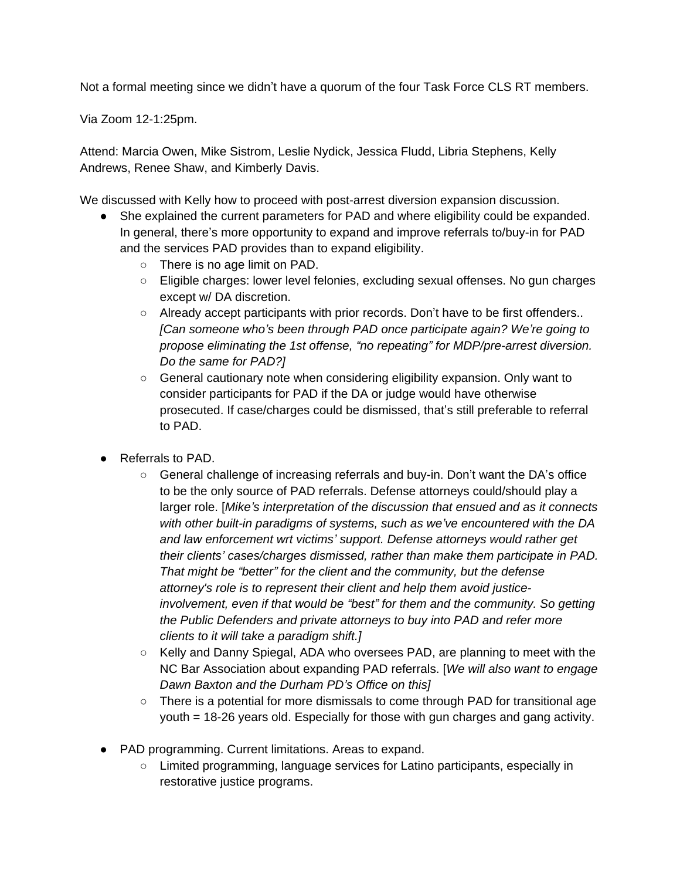Not a formal meeting since we didn't have a quorum of the four Task Force CLS RT members.

Via Zoom 12-1:25pm.

Attend: Marcia Owen, Mike Sistrom, Leslie Nydick, Jessica Fludd, Libria Stephens, Kelly Andrews, Renee Shaw, and Kimberly Davis.

We discussed with Kelly how to proceed with post-arrest diversion expansion discussion.

- She explained the current parameters for PAD and where eligibility could be expanded. In general, there's more opportunity to expand and improve referrals to/buy-in for PAD and the services PAD provides than to expand eligibility.
    - There is no age limit on PAD.
    - Eligible charges: lower level felonies, excluding sexual offenses. No gun charges except w/ DA discretion.
    - Already accept participants with prior records. Don't have to be first offenders.. *[Can someone who's been through PAD once participate again? We're going to propose eliminating the 1st offense, "no repeating" for MDP/pre-arrest diversion. Do the same for PAD?]*
    - General cautionary note when considering eligibility expansion. Only want to consider participants for PAD if the DA or judge would have otherwise prosecuted. If case/charges could be dismissed, that's still preferable to referral to PAD.

- Referrals to PAD.
    - General challenge of increasing referrals and buy-in. Don't want the DA's office to be the only source of PAD referrals. Defense attorneys could/should play a larger role. [*Mike's interpretation of the discussion that ensued and as it connects with other built-in paradigms of systems, such as we've encountered with the DA and law enforcement wrt victims' support. Defense attorneys would rather get their clients' cases/charges dismissed, rather than make them participate in PAD. That might be "better" for the client and the community, but the defense attorney's role is to represent their client and help them avoid justice-involvement, even if that would be "best" for them and the community. So getting the Public Defenders and private attorneys to buy into PAD and refer more clients to it will take a paradigm shift.*]
    - Kelly and Danny Spiegal, ADA who oversees PAD, are planning to meet with the NC Bar Association about expanding PAD referrals. [*We will also want to engage Dawn Baxton and the Durham PD's Office on this]*
    - There is a potential for more dismissals to come through PAD for transitional age youth = 18-26 years old. Especially for those with gun charges and gang activity.

- PAD programming. Current limitations. Areas to expand.
    - Limited programming, language services for Latino participants, especially in restorative justice programs.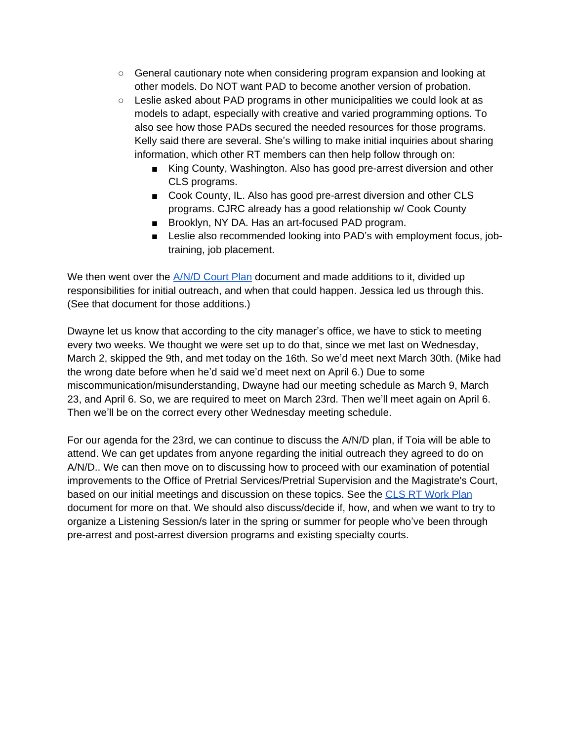- General cautionary note when considering program expansion and looking at other models. Do NOT want PAD to become another version of probation.
  - Leslie asked about PAD programs in other municipalities we could look at as models to adapt, especially with creative and varied programming options. To also see how those PADs secured the needed resources for those programs. Kelly said there are several. She's willing to make initial inquiries about sharing information, which other RT members can then help follow through on:
    - King County, Washington. Also has good pre-arrest diversion and other CLS programs.
    - Cook County, IL. Also has good pre-arrest diversion and other CLS programs. CJRC already has a good relationship w/ Cook County
    - Brooklyn, NY DA. Has an art-focused PAD program.
    - Leslie also recommended looking into PAD's with employment focus, job-training, job placement.

We then went over the A/N/D Court Plan document and made additions to it, divided up responsibilities for initial outreach, and when that could happen. Jessica led us through this. (See that document for those additions.)

Dwayne let us know that according to the city manager's office, we have to stick to meeting every two weeks. We thought we were set up to do that, since we met last on Wednesday, March 2, skipped the 9th, and met today on the 16th. So we'd meet next March 30th. (Mike had the wrong date before when he'd said we'd meet next on April 6.) Due to some miscommunication/misunderstanding, Dwayne had our meeting schedule as March 9, March 23, and April 6. So, we are required to meet on March 23rd. Then we'll meet again on April 6. Then we'll be on the correct every other Wednesday meeting schedule.

For our agenda for the 23rd, we can continue to discuss the A/N/D plan, if Toia will be able to attend. We can get updates from anyone regarding the initial outreach they agreed to do on A/N/D.. We can then move on to discussing how to proceed with our examination of potential improvements to the Office of Pretrial Services/Pretrial Supervision and the Magistrate's Court, based on our initial meetings and discussion on these topics. See the CLS RT Work Plan document for more on that. We should also discuss/decide if, how, and when we want to try to organize a Listening Session/s later in the spring or summer for people who've been through pre-arrest and post-arrest diversion programs and existing specialty courts.